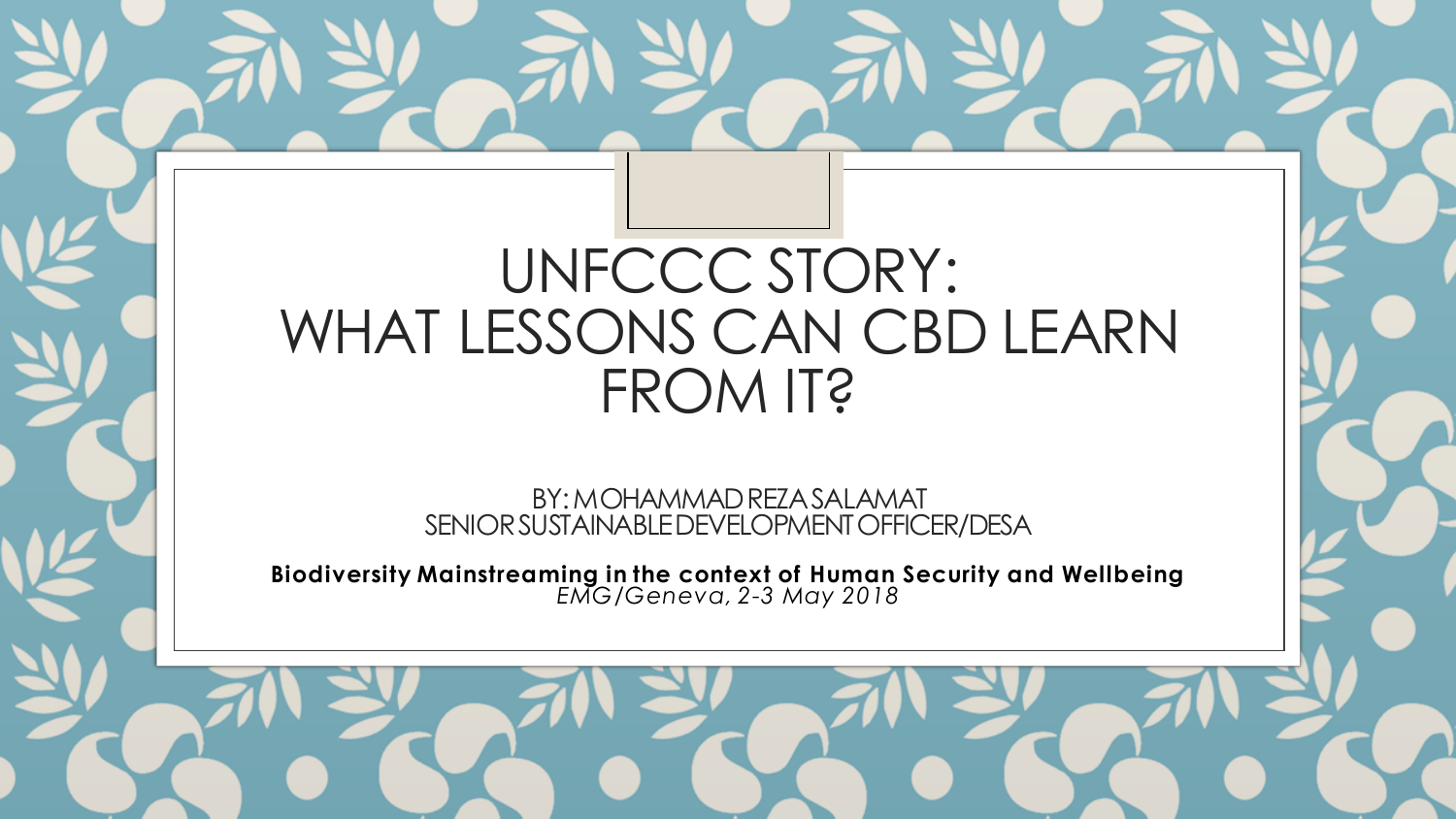# UNFCCC STORY: WHAT LESSONS CAN CBD LEARN FROM IT?

BY: MOHAMMAD REZA SALAMAT
SENIOR SUSTAINABLE DEVELOPMENT OFFICER/DESA

**Biodiversity Mainstreaming in the context of Human Security and Wellbeing**
*EMG/Geneva, 2-3 May 2018*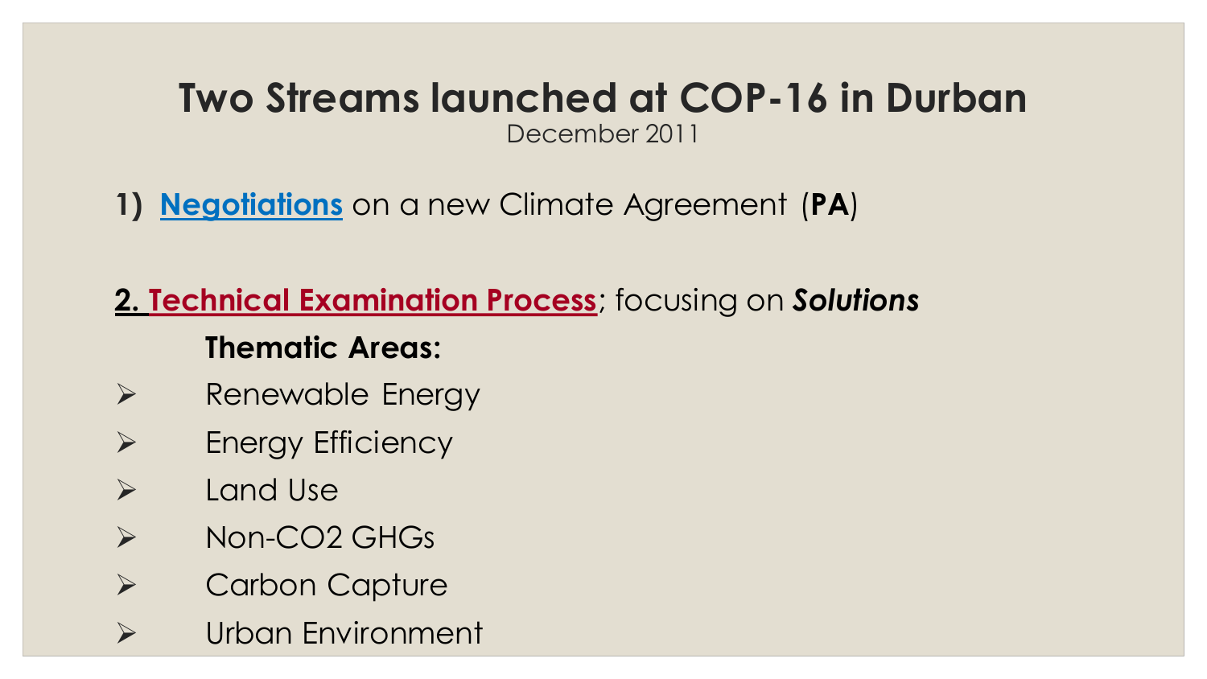# Two Streams launched at COP-16 in Durban

December 2011

1) **Negotiations** on a new Climate Agreement (**PA**)

**2. Technical Examination Process**; focusing on ***Solutions***

**Thematic Areas:**

- Renewable Energy
- Energy Efficiency
- Land Use
- Non-CO2 GHGs
- Carbon Capture
- Urban Environment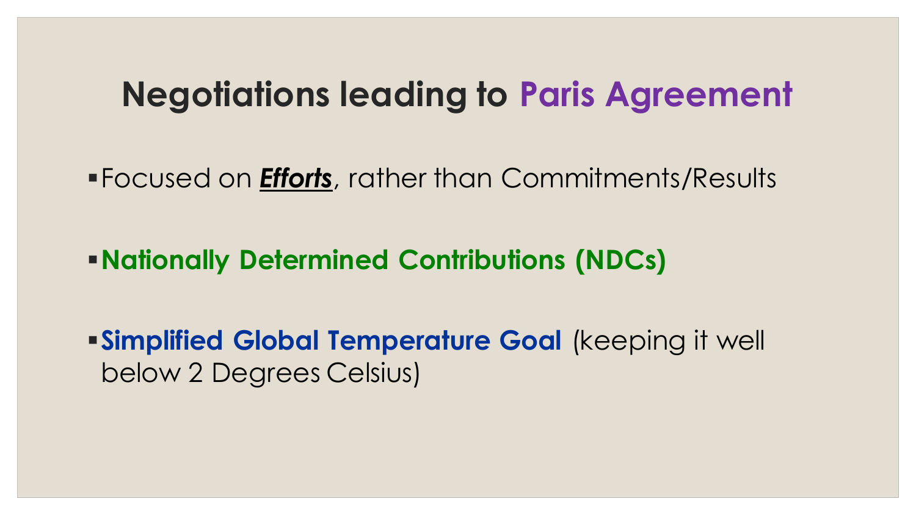# Negotiations leading to Paris Agreement

- Focused on ***Efforts***, rather than Commitments/Results
- **Nationally Determined Contributions (NDCs)**
- **Simplified Global Temperature Goal** (keeping it well below 2 Degrees Celsius)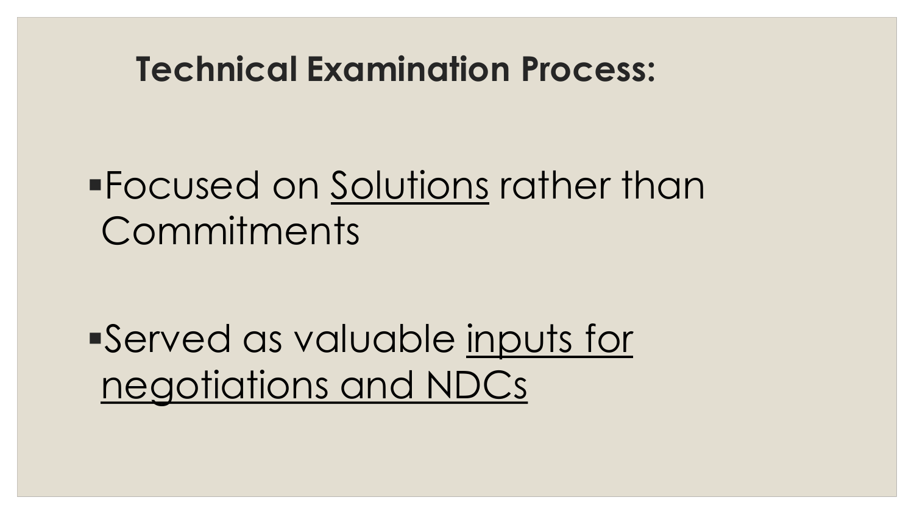## **Technical Examination Process:**

- Focused on <u>Solutions</u> rather than Commitments

- Served as valuable <u>inputs for negotiations and NDCs</u>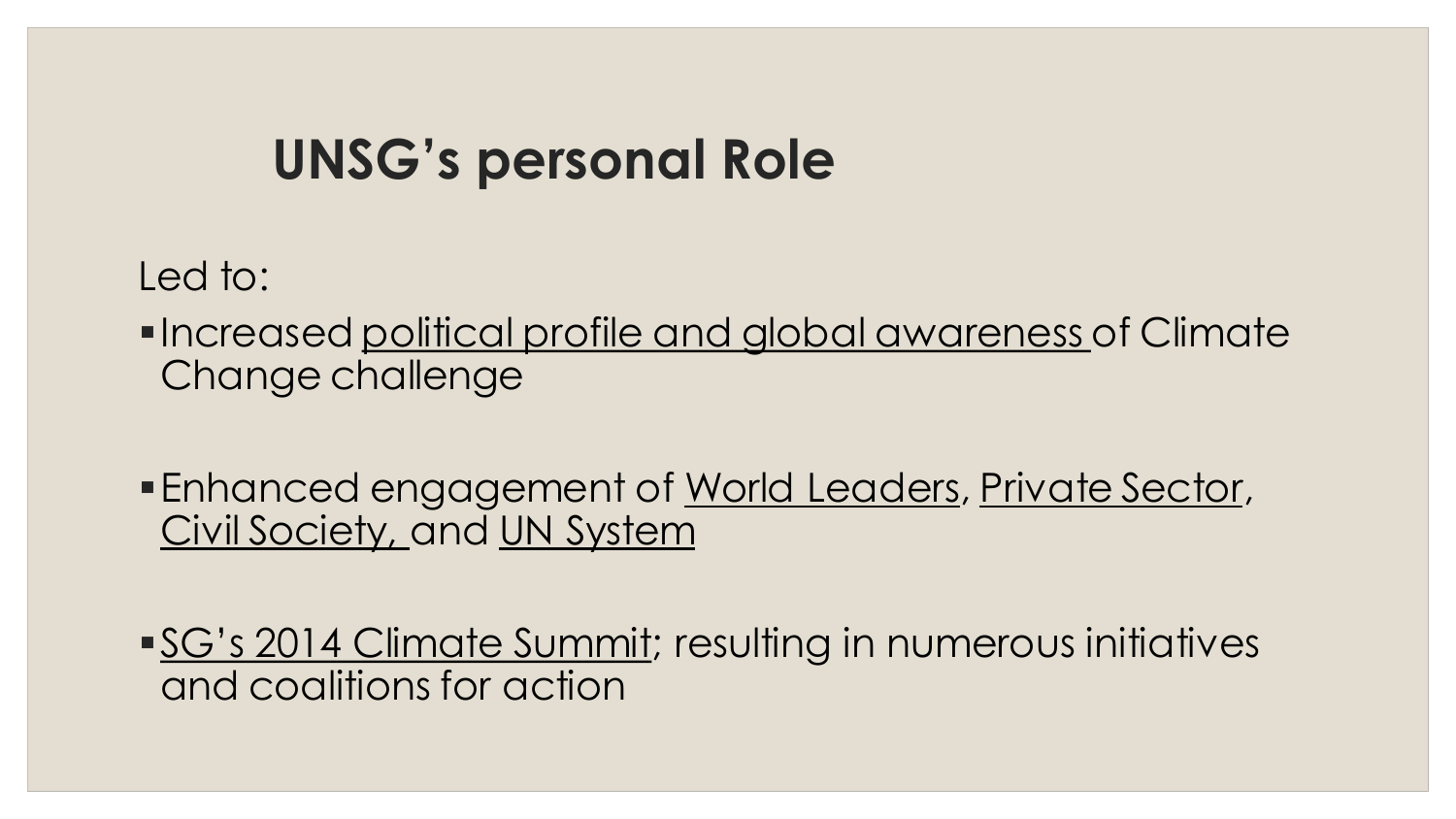# UNSG's personal Role

Led to:

- Increased political profile and global awareness of Climate Change challenge

- Enhanced engagement of World Leaders, Private Sector, Civil Society, and UN System

- SG's 2014 Climate Summit; resulting in numerous initiatives and coalitions for action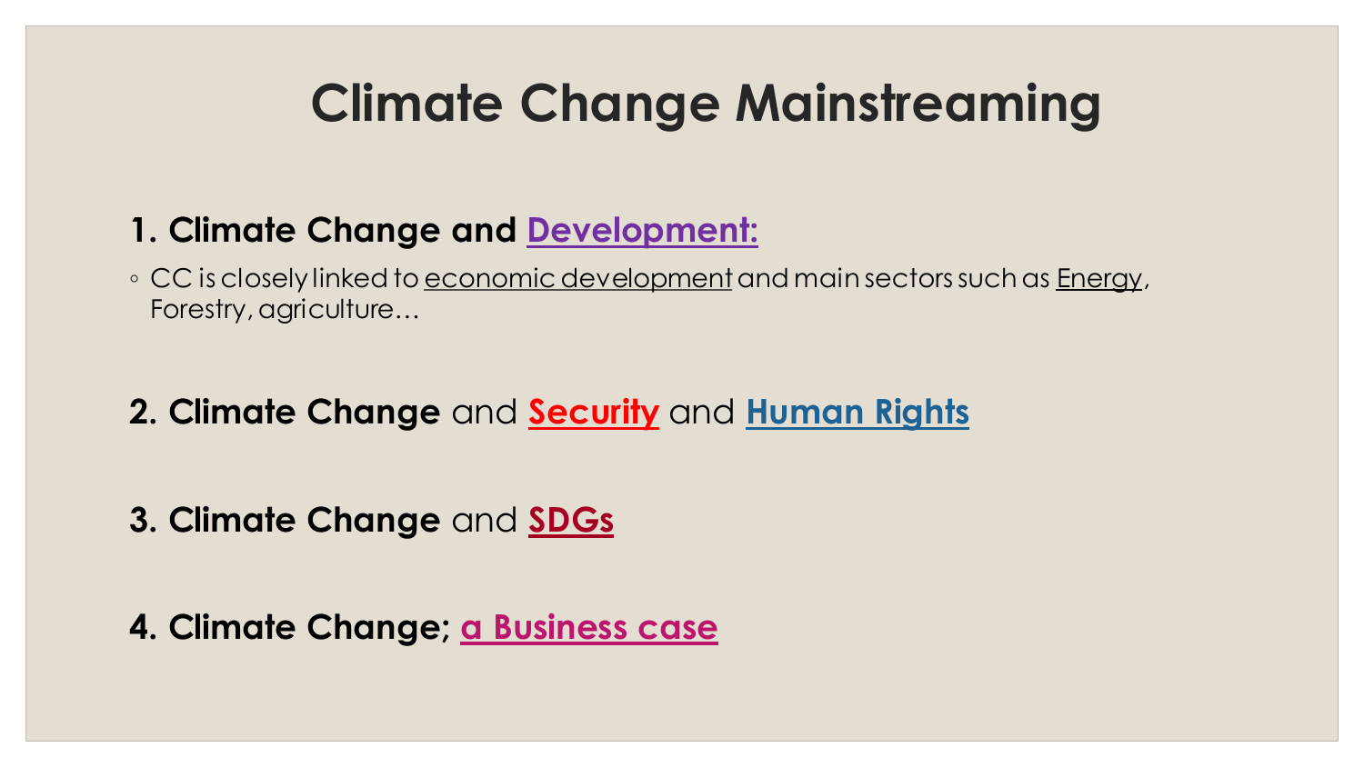# Climate Change Mainstreaming

**1. Climate Change and Development:**

- CC is closely linked to economic development and main sectors such as Energy, Forestry, agriculture…

**2. Climate Change** and **Security** and **Human Rights**

**3. Climate Change** and **SDGs**

**4. Climate Change; a Business case**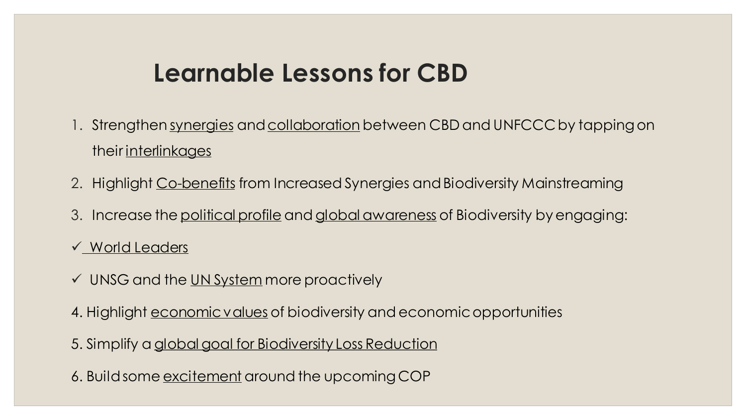# Learnable Lessons for CBD

1. Strengthen synergies and collaboration between CBD and UNFCCC by tapping on their interlinkages
2. Highlight Co-benefits from Increased Synergies and Biodiversity Mainstreaming
3. Increase the political profile and global awareness of Biodiversity by engaging:

- ✓ World Leaders
- ✓ UNSG and the UN System more proactively

4. Highlight economic values of biodiversity and economic opportunities
5. Simplify a global goal for Biodiversity Loss Reduction
6. Build some excitement around the upcoming COP